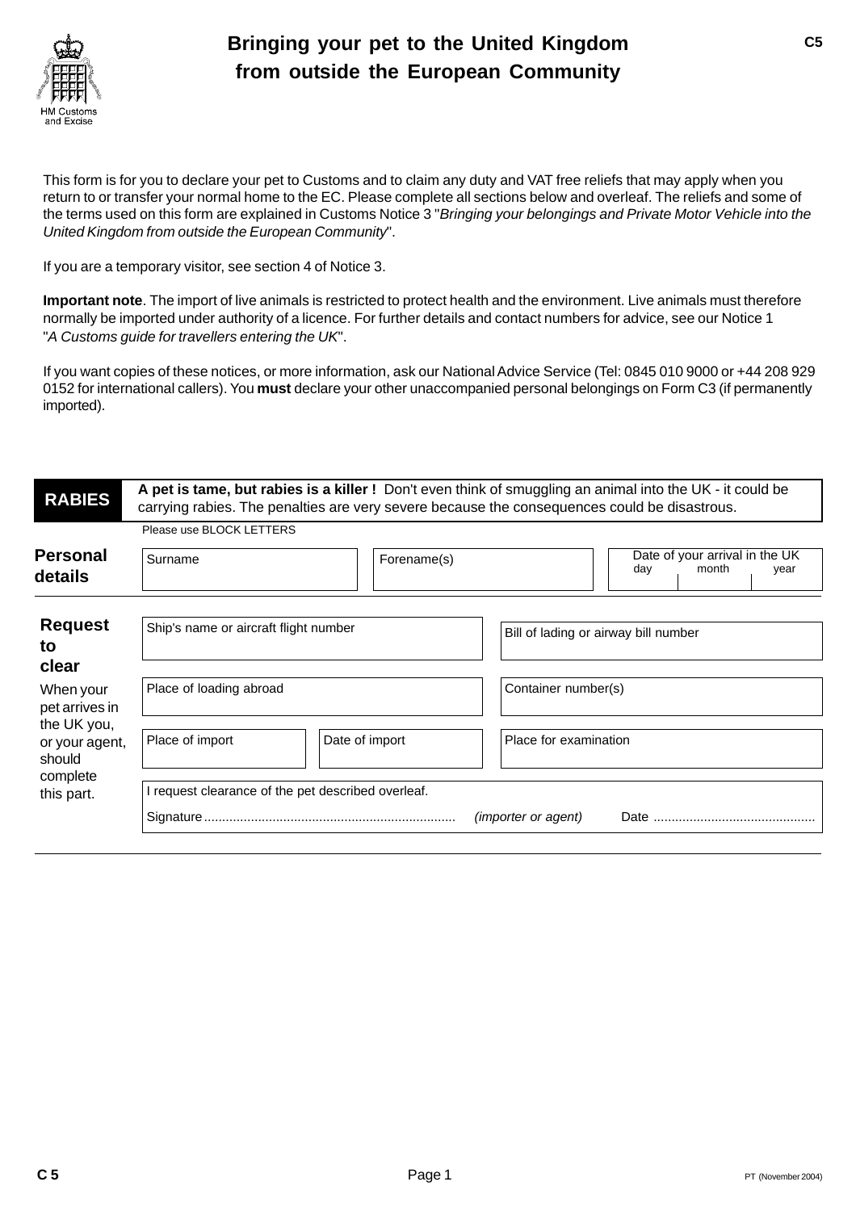HM Customs and Excise

# Bringing your pet to the United Kingdom from outside the European Community

**C5**

This form is for you to declare your pet to Customs and to claim any duty and VAT free reliefs that may apply when you return to or transfer your normal home to the EC. Please complete all sections below and overleaf. The reliefs and some of the terms used on this form are explained in Customs Notice 3 "*Bringing your belongings and Private Motor Vehicle into the United Kingdom from outside the European Community*".

If you are a temporary visitor, see section 4 of Notice 3.

**Important note**. The import of live animals is restricted to protect health and the environment. Live animals must therefore normally be imported under authority of a licence. For further details and contact numbers for advice, see our Notice 1 "*A Customs guide for travellers entering the UK*".

If you want copies of these notices, or more information, ask our National Advice Service (Tel: 0845 010 9000 or +44 208 929 0152 for international callers). You **must** declare your other unaccompanied personal belongings on Form C3 (if permanently imported).

**RABIES** — **A pet is tame, but rabies is a killer !** Don't even think of smuggling an animal into the UK - it could be carrying rabies. The penalties are very severe because the consequences could be disastrous.

Please use BLOCK LETTERS

## Personal details

| Surname | Forename(s) | Date of your arrival in the UK (day / month / year) |
|---|---|---|
| | | |

## Request to clear

When your pet arrives in the UK you, or your agent, should complete this part.

| Ship's name or aircraft flight number | Bill of lading or airway bill number |
|---|---|
| | |

| Place of loading abroad | Container number(s) |
|---|---|
| | |

| Place of import | Date of import | Place for examination |
|---|---|---|
| | | |

I request clearance of the pet described overleaf.

Signature ...................................................................... *(importer or agent)* Date .............................................

C 5 — PT (November 2004)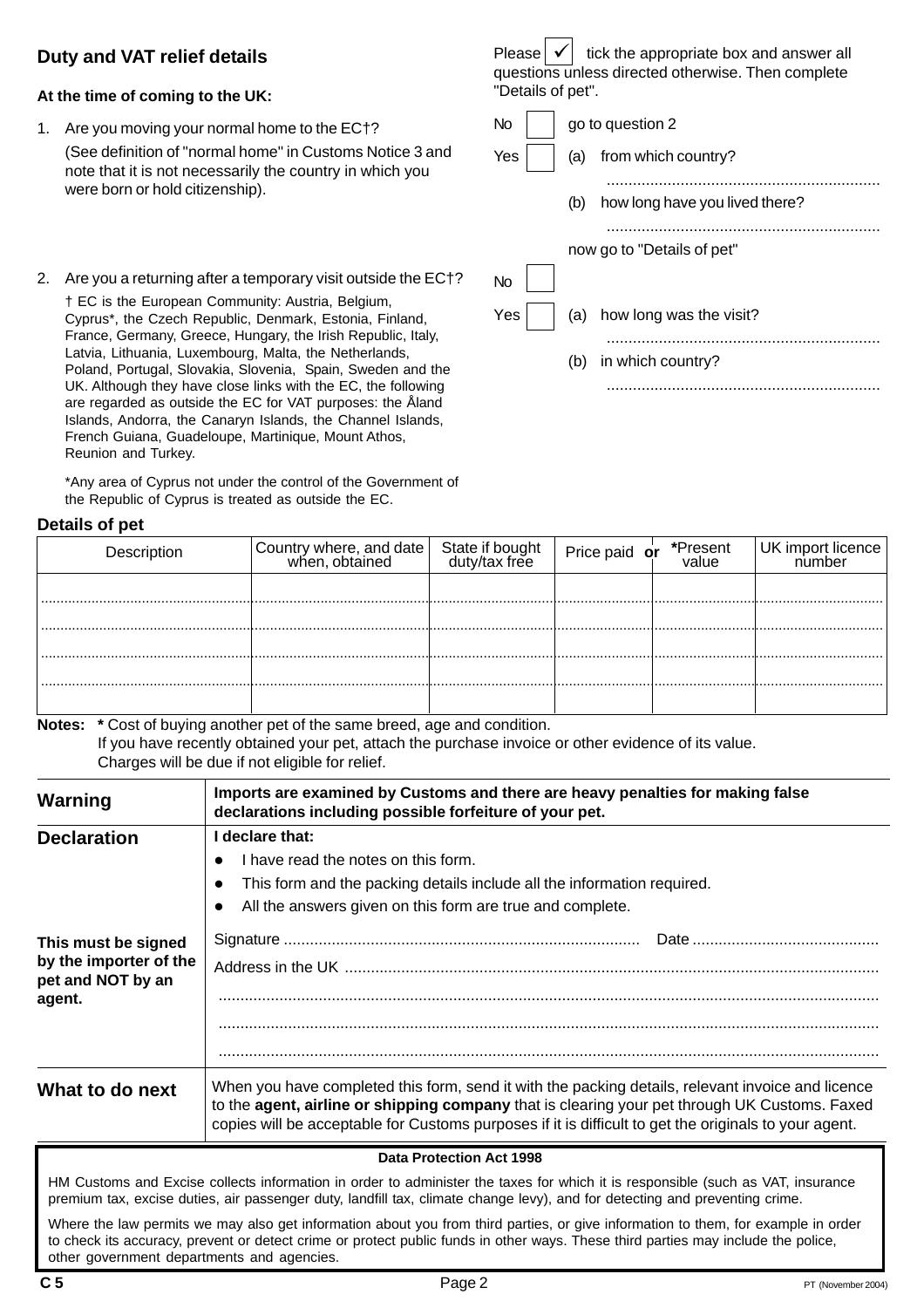## Duty and VAT relief details

Please ✓ tick the appropriate box and answer all questions unless directed otherwise. Then complete "Details of pet".

**At the time of coming to the UK:**

1. Are you moving your normal home to the EC†?

   (See definition of "normal home" in Customs Notice 3 and note that it is not necessarily the country in which you were born or hold citizenship).

   No ☐ go to question 2

   Yes ☐ (a) from which country?

   ...............................................................

   (b) how long have you lived there?

   ...............................................................

   now go to "Details of pet"

2. Are you a returning after a temporary visit outside the EC†?

   No ☐

   Yes ☐ (a) how long was the visit?

   ...............................................................

   (b) in which country?

   ...............................................................

   † EC is the European Community: Austria, Belgium, Cyprus*, the Czech Republic, Denmark, Estonia, Finland, France, Germany, Greece, Hungary, the Irish Republic, Italy, Latvia, Lithuania, Luxembourg, Malta, the Netherlands, Poland, Portugal, Slovakia, Slovenia, Spain, Sweden and the UK. Although they have close links with the EC, the following are regarded as outside the EC for VAT purposes: the Åland Islands, Andorra, the Canaryn Islands, the Channel Islands, French Guiana, Guadeloupe, Martinique, Mount Athos, Reunion and Turkey.

   *Any area of Cyprus not under the control of the Government of the Republic of Cyprus is treated as outside the EC.

### Details of pet

| Description | Country where, and date when, obtained | State if bought duty/tax free | Price paid **or** | *Present value | UK import licence number |
|---|---|---|---|---|---|
| | | | | | |
| | | | | | |
| | | | | | |
| | | | | | |
| | | | | | |

**Notes:** **\*** Cost of buying another pet of the same breed, age and condition.
If you have recently obtained your pet, attach the purchase invoice or other evidence of its value.
Charges will be due if not eligible for relief.

**Warning**

**Imports are examined by Customs and there are heavy penalties for making false declarations including possible forfeiture of your pet.**

**Declaration**

**I declare that:**

- I have read the notes on this form.
- This form and the packing details include all the information required.
- All the answers given on this form are true and complete.

**This must be signed by the importer of the pet and NOT by an agent.**

Signature ................................................................................. Date ..........................................

Address in the UK .........................................................................................................................

.....................................................................................................................................................

.....................................................................................................................................................

.....................................................................................................................................................

**What to do next**

When you have completed this form, send it with the packing details, relevant invoice and licence to the **agent, airline or shipping company** that is clearing your pet through UK Customs. Faxed copies will be acceptable for Customs purposes if it is difficult to get the originals to your agent.

**Data Protection Act 1998**

HM Customs and Excise collects information in order to administer the taxes for which it is responsible (such as VAT, insurance premium tax, excise duties, air passenger duty, landfill tax, climate change levy), and for detecting and preventing crime.

Where the law permits we may also get information about you from third parties, or give information to them, for example in order to check its accuracy, prevent or detect crime or protect public funds in other ways. These third parties may include the police, other government departments and agencies.

C 5 PT (November 2004)